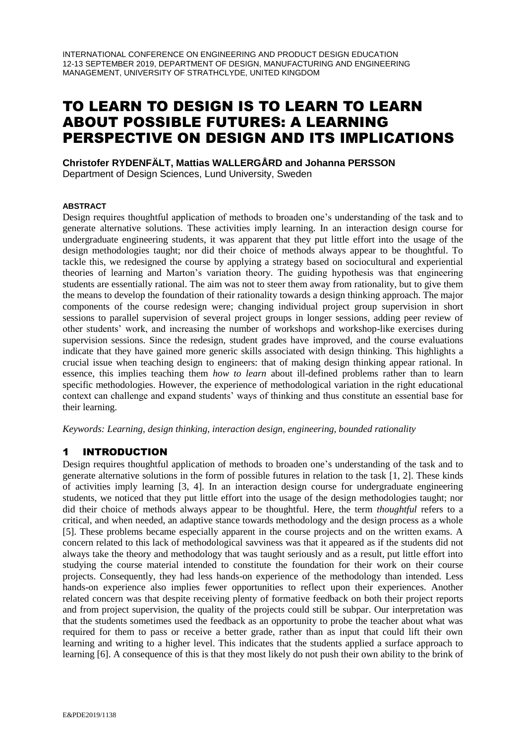# TO LEARN TO DESIGN IS TO LEARN TO LEARN ABOUT POSSIBLE FUTURES: A LEARNING PERSPECTIVE ON DESIGN AND ITS IMPLICATIONS

**Christofer RYDENFÄLT, Mattias WALLERGÅRD and Johanna PERSSON**
Department of Design Sciences, Lund University, Sweden

#### ABSTRACT

Design requires thoughtful application of methods to broaden one's understanding of the task and to generate alternative solutions. These activities imply learning. In an interaction design course for undergraduate engineering students, it was apparent that they put little effort into the usage of the design methodologies taught; nor did their choice of methods always appear to be thoughtful. To tackle this, we redesigned the course by applying a strategy based on sociocultural and experiential theories of learning and Marton's variation theory. The guiding hypothesis was that engineering students are essentially rational. The aim was not to steer them away from rationality, but to give them the means to develop the foundation of their rationality towards a design thinking approach. The major components of the course redesign were; changing individual project group supervision in short sessions to parallel supervision of several project groups in longer sessions, adding peer review of other students' work, and increasing the number of workshops and workshop-like exercises during supervision sessions. Since the redesign, student grades have improved, and the course evaluations indicate that they have gained more generic skills associated with design thinking. This highlights a crucial issue when teaching design to engineers: that of making design thinking appear rational. In essence, this implies teaching them *how to learn* about ill-defined problems rather than to learn specific methodologies. However, the experience of methodological variation in the right educational context can challenge and expand students' ways of thinking and thus constitute an essential base for their learning.

*Keywords: Learning, design thinking, interaction design, engineering, bounded rationality*

## 1 INTRODUCTION

Design requires thoughtful application of methods to broaden one's understanding of the task and to generate alternative solutions in the form of possible futures in relation to the task [1, 2]. These kinds of activities imply learning [3, 4]. In an interaction design course for undergraduate engineering students, we noticed that they put little effort into the usage of the design methodologies taught; nor did their choice of methods always appear to be thoughtful. Here, the term *thoughtful* refers to a critical, and when needed, an adaptive stance towards methodology and the design process as a whole [5]. These problems became especially apparent in the course projects and on the written exams. A concern related to this lack of methodological savviness was that it appeared as if the students did not always take the theory and methodology that was taught seriously and as a result, put little effort into studying the course material intended to constitute the foundation for their work on their course projects. Consequently, they had less hands-on experience of the methodology than intended. Less hands-on experience also implies fewer opportunities to reflect upon their experiences. Another related concern was that despite receiving plenty of formative feedback on both their project reports and from project supervision, the quality of the projects could still be subpar. Our interpretation was that the students sometimes used the feedback as an opportunity to probe the teacher about what was required for them to pass or receive a better grade, rather than as input that could lift their own learning and writing to a higher level. This indicates that the students applied a surface approach to learning [6]. A consequence of this is that they most likely do not push their own ability to the brink of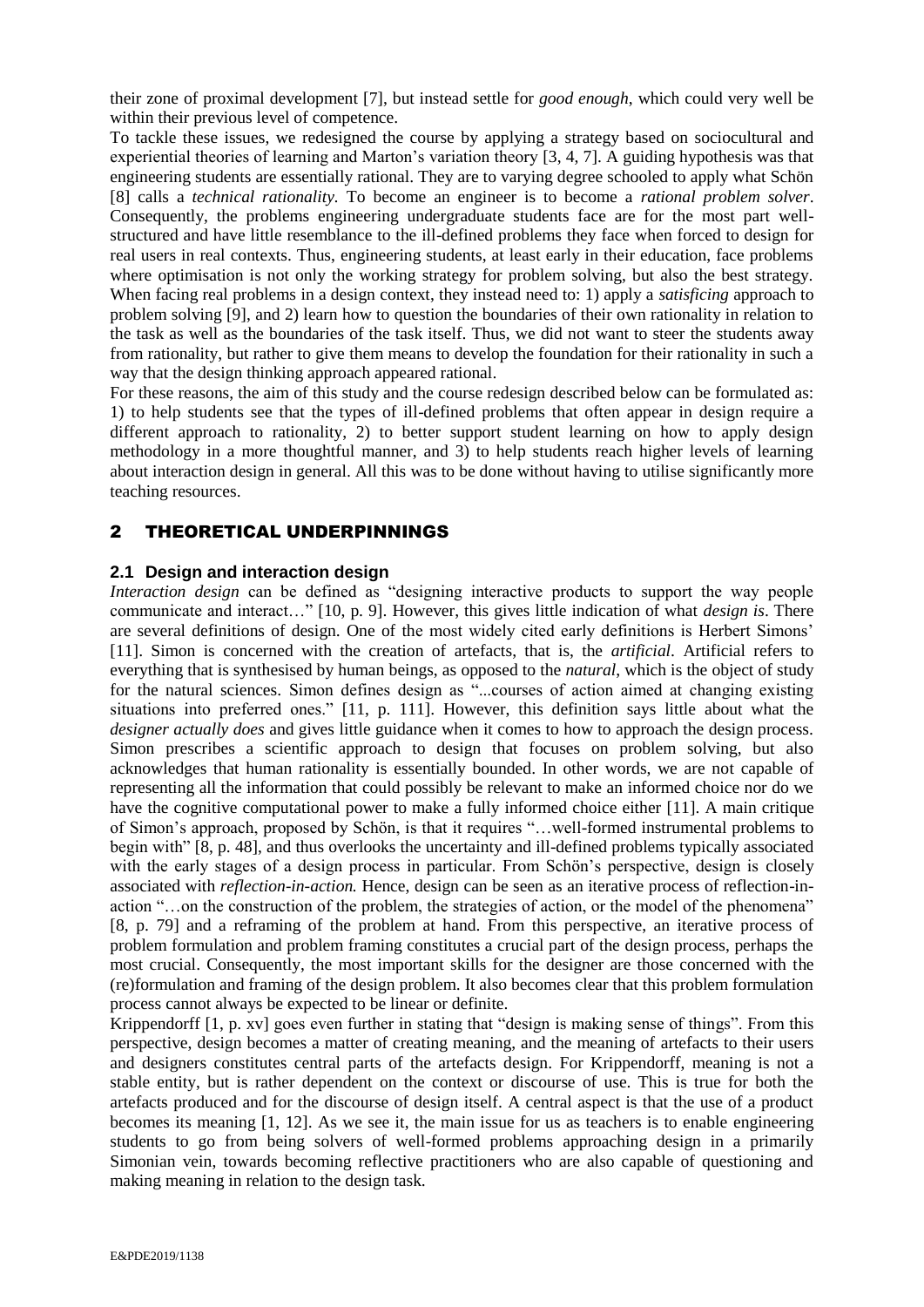their zone of proximal development [7], but instead settle for *good enough*, which could very well be within their previous level of competence.

To tackle these issues, we redesigned the course by applying a strategy based on sociocultural and experiential theories of learning and Marton's variation theory [3, 4, 7]. A guiding hypothesis was that engineering students are essentially rational. They are to varying degree schooled to apply what Schön [8] calls a *technical rationality*. To become an engineer is to become a *rational problem solver*. Consequently, the problems engineering undergraduate students face are for the most part well-structured and have little resemblance to the ill-defined problems they face when forced to design for real users in real contexts. Thus, engineering students, at least early in their education, face problems where optimisation is not only the working strategy for problem solving, but also the best strategy. When facing real problems in a design context, they instead need to: 1) apply a *satisficing* approach to problem solving [9], and 2) learn how to question the boundaries of their own rationality in relation to the task as well as the boundaries of the task itself. Thus, we did not want to steer the students away from rationality, but rather to give them means to develop the foundation for their rationality in such a way that the design thinking approach appeared rational.

For these reasons, the aim of this study and the course redesign described below can be formulated as: 1) to help students see that the types of ill-defined problems that often appear in design require a different approach to rationality, 2) to better support student learning on how to apply design methodology in a more thoughtful manner, and 3) to help students reach higher levels of learning about interaction design in general. All this was to be done without having to utilise significantly more teaching resources.

## 2 THEORETICAL UNDERPINNINGS

### 2.1 Design and interaction design

*Interaction design* can be defined as "designing interactive products to support the way people communicate and interact…" [10, p. 9]. However, this gives little indication of what *design is*. There are several definitions of design. One of the most widely cited early definitions is Herbert Simons' [11]. Simon is concerned with the creation of artefacts, that is, the *artificial*. Artificial refers to everything that is synthesised by human beings, as opposed to the *natural*, which is the object of study for the natural sciences. Simon defines design as "...courses of action aimed at changing existing situations into preferred ones." [11, p. 111]. However, this definition says little about what the *designer actually does* and gives little guidance when it comes to how to approach the design process. Simon prescribes a scientific approach to design that focuses on problem solving, but also acknowledges that human rationality is essentially bounded. In other words, we are not capable of representing all the information that could possibly be relevant to make an informed choice nor do we have the cognitive computational power to make a fully informed choice either [11]. A main critique of Simon's approach, proposed by Schön, is that it requires "…well-formed instrumental problems to begin with" [8, p. 48], and thus overlooks the uncertainty and ill-defined problems typically associated with the early stages of a design process in particular. From Schön's perspective, design is closely associated with *reflection-in-action.* Hence, design can be seen as an iterative process of reflection-in-action "…on the construction of the problem, the strategies of action, or the model of the phenomena" [8, p. 79] and a reframing of the problem at hand. From this perspective, an iterative process of problem formulation and problem framing constitutes a crucial part of the design process, perhaps the most crucial. Consequently, the most important skills for the designer are those concerned with the (re)formulation and framing of the design problem. It also becomes clear that this problem formulation process cannot always be expected to be linear or definite.

Krippendorff [1, p. xv] goes even further in stating that "design is making sense of things". From this perspective, design becomes a matter of creating meaning, and the meaning of artefacts to their users and designers constitutes central parts of the artefacts design. For Krippendorff, meaning is not a stable entity, but is rather dependent on the context or discourse of use. This is true for both the artefacts produced and for the discourse of design itself. A central aspect is that the use of a product becomes its meaning [1, 12]. As we see it, the main issue for us as teachers is to enable engineering students to go from being solvers of well-formed problems approaching design in a primarily Simonian vein, towards becoming reflective practitioners who are also capable of questioning and making meaning in relation to the design task.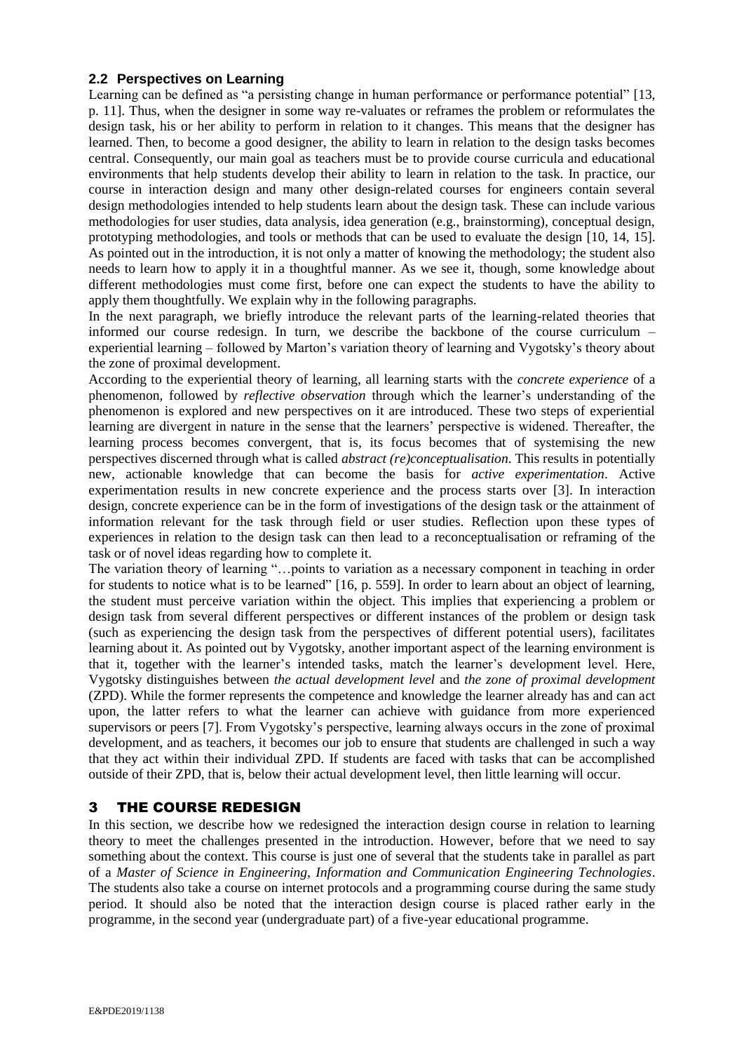### 2.2 Perspectives on Learning

Learning can be defined as "a persisting change in human performance or performance potential" [13, p. 11]. Thus, when the designer in some way re-valuates or reframes the problem or reformulates the design task, his or her ability to perform in relation to it changes. This means that the designer has learned. Then, to become a good designer, the ability to learn in relation to the design tasks becomes central. Consequently, our main goal as teachers must be to provide course curricula and educational environments that help students develop their ability to learn in relation to the task. In practice, our course in interaction design and many other design-related courses for engineers contain several design methodologies intended to help students learn about the design task. These can include various methodologies for user studies, data analysis, idea generation (e.g., brainstorming), conceptual design, prototyping methodologies, and tools or methods that can be used to evaluate the design [10, 14, 15]. As pointed out in the introduction, it is not only a matter of knowing the methodology; the student also needs to learn how to apply it in a thoughtful manner. As we see it, though, some knowledge about different methodologies must come first, before one can expect the students to have the ability to apply them thoughtfully. We explain why in the following paragraphs.

In the next paragraph, we briefly introduce the relevant parts of the learning-related theories that informed our course redesign. In turn, we describe the backbone of the course curriculum – experiential learning – followed by Marton's variation theory of learning and Vygotsky's theory about the zone of proximal development.

According to the experiential theory of learning, all learning starts with the *concrete experience* of a phenomenon, followed by *reflective observation* through which the learner's understanding of the phenomenon is explored and new perspectives on it are introduced. These two steps of experiential learning are divergent in nature in the sense that the learners' perspective is widened. Thereafter, the learning process becomes convergent, that is, its focus becomes that of systemising the new perspectives discerned through what is called *abstract (re)conceptualisation*. This results in potentially new, actionable knowledge that can become the basis for *active experimentation*. Active experimentation results in new concrete experience and the process starts over [3]. In interaction design, concrete experience can be in the form of investigations of the design task or the attainment of information relevant for the task through field or user studies. Reflection upon these types of experiences in relation to the design task can then lead to a reconceptualisation or reframing of the task or of novel ideas regarding how to complete it.

The variation theory of learning "…points to variation as a necessary component in teaching in order for students to notice what is to be learned" [16, p. 559]. In order to learn about an object of learning, the student must perceive variation within the object. This implies that experiencing a problem or design task from several different perspectives or different instances of the problem or design task (such as experiencing the design task from the perspectives of different potential users), facilitates learning about it. As pointed out by Vygotsky, another important aspect of the learning environment is that it, together with the learner's intended tasks, match the learner's development level. Here, Vygotsky distinguishes between *the actual development level* and *the zone of proximal development* (ZPD). While the former represents the competence and knowledge the learner already has and can act upon, the latter refers to what the learner can achieve with guidance from more experienced supervisors or peers [7]. From Vygotsky's perspective, learning always occurs in the zone of proximal development, and as teachers, it becomes our job to ensure that students are challenged in such a way that they act within their individual ZPD. If students are faced with tasks that can be accomplished outside of their ZPD, that is, below their actual development level, then little learning will occur.

## 3 THE COURSE REDESIGN

In this section, we describe how we redesigned the interaction design course in relation to learning theory to meet the challenges presented in the introduction. However, before that we need to say something about the context. This course is just one of several that the students take in parallel as part of a *Master of Science in Engineering, Information and Communication Engineering Technologies*. The students also take a course on internet protocols and a programming course during the same study period. It should also be noted that the interaction design course is placed rather early in the programme, in the second year (undergraduate part) of a five-year educational programme.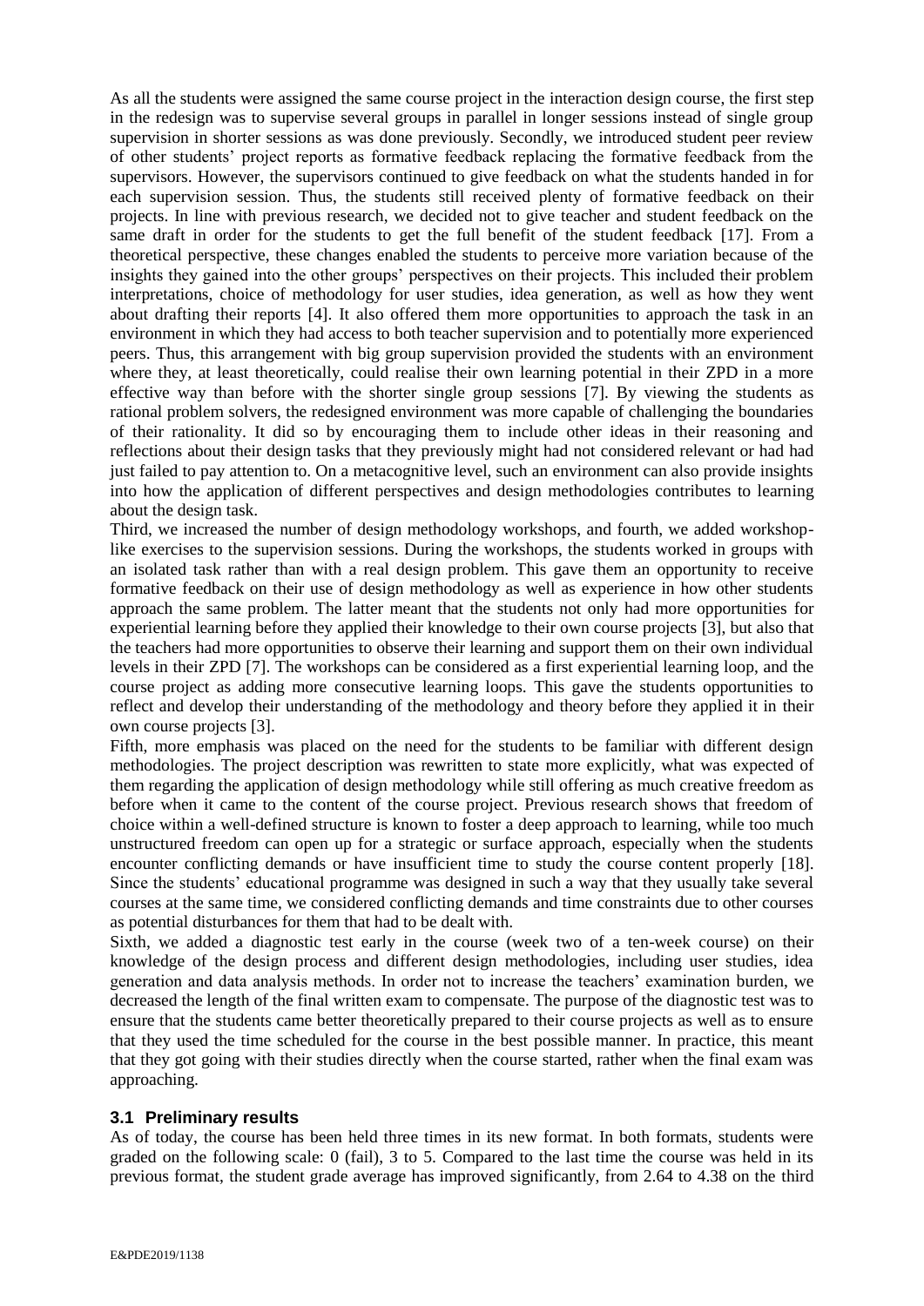As all the students were assigned the same course project in the interaction design course, the first step in the redesign was to supervise several groups in parallel in longer sessions instead of single group supervision in shorter sessions as was done previously. Secondly, we introduced student peer review of other students' project reports as formative feedback replacing the formative feedback from the supervisors. However, the supervisors continued to give feedback on what the students handed in for each supervision session. Thus, the students still received plenty of formative feedback on their projects. In line with previous research, we decided not to give teacher and student feedback on the same draft in order for the students to get the full benefit of the student feedback [17]. From a theoretical perspective, these changes enabled the students to perceive more variation because of the insights they gained into the other groups' perspectives on their projects. This included their problem interpretations, choice of methodology for user studies, idea generation, as well as how they went about drafting their reports [4]. It also offered them more opportunities to approach the task in an environment in which they had access to both teacher supervision and to potentially more experienced peers. Thus, this arrangement with big group supervision provided the students with an environment where they, at least theoretically, could realise their own learning potential in their ZPD in a more effective way than before with the shorter single group sessions [7]. By viewing the students as rational problem solvers, the redesigned environment was more capable of challenging the boundaries of their rationality. It did so by encouraging them to include other ideas in their reasoning and reflections about their design tasks that they previously might had not considered relevant or had had just failed to pay attention to. On a metacognitive level, such an environment can also provide insights into how the application of different perspectives and design methodologies contributes to learning about the design task.

Third, we increased the number of design methodology workshops, and fourth, we added workshop-like exercises to the supervision sessions. During the workshops, the students worked in groups with an isolated task rather than with a real design problem. This gave them an opportunity to receive formative feedback on their use of design methodology as well as experience in how other students approach the same problem. The latter meant that the students not only had more opportunities for experiential learning before they applied their knowledge to their own course projects [3], but also that the teachers had more opportunities to observe their learning and support them on their own individual levels in their ZPD [7]. The workshops can be considered as a first experiential learning loop, and the course project as adding more consecutive learning loops. This gave the students opportunities to reflect and develop their understanding of the methodology and theory before they applied it in their own course projects [3].

Fifth, more emphasis was placed on the need for the students to be familiar with different design methodologies. The project description was rewritten to state more explicitly, what was expected of them regarding the application of design methodology while still offering as much creative freedom as before when it came to the content of the course project. Previous research shows that freedom of choice within a well-defined structure is known to foster a deep approach to learning, while too much unstructured freedom can open up for a strategic or surface approach, especially when the students encounter conflicting demands or have insufficient time to study the course content properly [18]. Since the students' educational programme was designed in such a way that they usually take several courses at the same time, we considered conflicting demands and time constraints due to other courses as potential disturbances for them that had to be dealt with.

Sixth, we added a diagnostic test early in the course (week two of a ten-week course) on their knowledge of the design process and different design methodologies, including user studies, idea generation and data analysis methods. In order not to increase the teachers' examination burden, we decreased the length of the final written exam to compensate. The purpose of the diagnostic test was to ensure that the students came better theoretically prepared to their course projects as well as to ensure that they used the time scheduled for the course in the best possible manner. In practice, this meant that they got going with their studies directly when the course started, rather when the final exam was approaching.

### 3.1 Preliminary results

As of today, the course has been held three times in its new format. In both formats, students were graded on the following scale: 0 (fail), 3 to 5. Compared to the last time the course was held in its previous format, the student grade average has improved significantly, from 2.64 to 4.38 on the third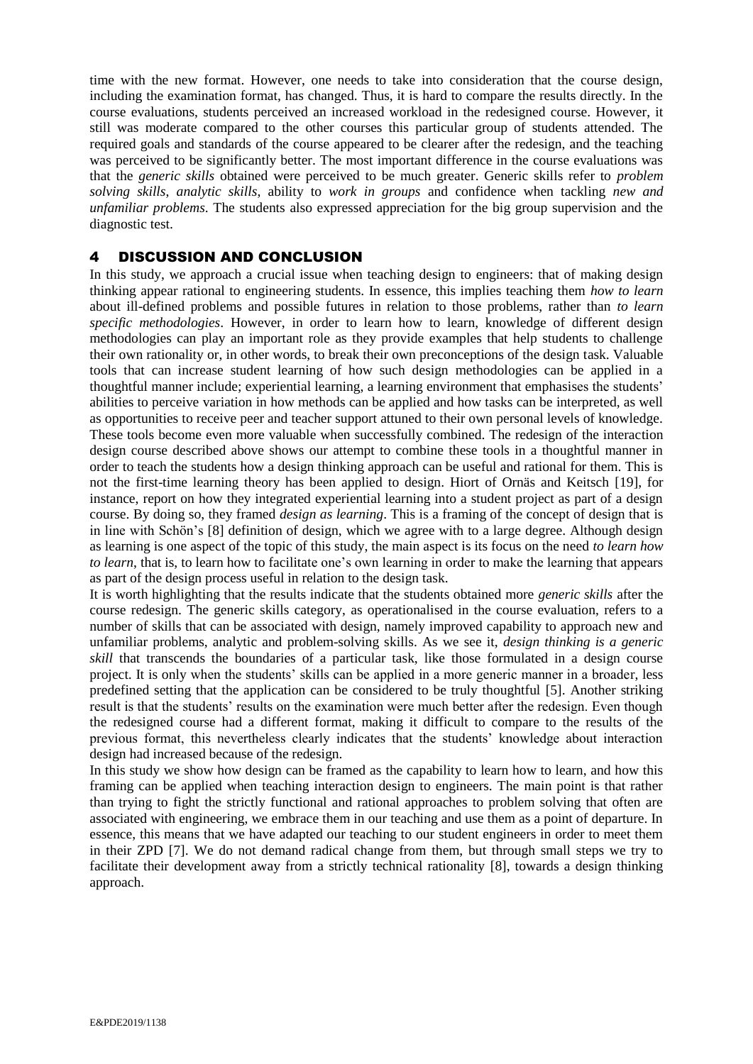time with the new format. However, one needs to take into consideration that the course design, including the examination format, has changed. Thus, it is hard to compare the results directly. In the course evaluations, students perceived an increased workload in the redesigned course. However, it still was moderate compared to the other courses this particular group of students attended. The required goals and standards of the course appeared to be clearer after the redesign, and the teaching was perceived to be significantly better. The most important difference in the course evaluations was that the *generic skills* obtained were perceived to be much greater. Generic skills refer to *problem solving skills*, *analytic skills*, ability to *work in groups* and confidence when tackling *new and unfamiliar problems*. The students also expressed appreciation for the big group supervision and the diagnostic test.

## 4 DISCUSSION AND CONCLUSION

In this study, we approach a crucial issue when teaching design to engineers: that of making design thinking appear rational to engineering students. In essence, this implies teaching them *how to learn* about ill-defined problems and possible futures in relation to those problems, rather than *to learn specific methodologies*. However, in order to learn how to learn, knowledge of different design methodologies can play an important role as they provide examples that help students to challenge their own rationality or, in other words, to break their own preconceptions of the design task. Valuable tools that can increase student learning of how such design methodologies can be applied in a thoughtful manner include; experiential learning, a learning environment that emphasises the students' abilities to perceive variation in how methods can be applied and how tasks can be interpreted, as well as opportunities to receive peer and teacher support attuned to their own personal levels of knowledge. These tools become even more valuable when successfully combined. The redesign of the interaction design course described above shows our attempt to combine these tools in a thoughtful manner in order to teach the students how a design thinking approach can be useful and rational for them. This is not the first-time learning theory has been applied to design. Hiort of Ornäs and Keitsch [19], for instance, report on how they integrated experiential learning into a student project as part of a design course. By doing so, they framed *design as learning*. This is a framing of the concept of design that is in line with Schön's [8] definition of design, which we agree with to a large degree. Although design as learning is one aspect of the topic of this study, the main aspect is its focus on the need *to learn how to learn*, that is, to learn how to facilitate one's own learning in order to make the learning that appears as part of the design process useful in relation to the design task.

It is worth highlighting that the results indicate that the students obtained more *generic skills* after the course redesign. The generic skills category, as operationalised in the course evaluation, refers to a number of skills that can be associated with design, namely improved capability to approach new and unfamiliar problems, analytic and problem-solving skills. As we see it, *design thinking is a generic skill* that transcends the boundaries of a particular task, like those formulated in a design course project. It is only when the students' skills can be applied in a more generic manner in a broader, less predefined setting that the application can be considered to be truly thoughtful [5]. Another striking result is that the students' results on the examination were much better after the redesign. Even though the redesigned course had a different format, making it difficult to compare to the results of the previous format, this nevertheless clearly indicates that the students' knowledge about interaction design had increased because of the redesign.

In this study we show how design can be framed as the capability to learn how to learn, and how this framing can be applied when teaching interaction design to engineers. The main point is that rather than trying to fight the strictly functional and rational approaches to problem solving that often are associated with engineering, we embrace them in our teaching and use them as a point of departure. In essence, this means that we have adapted our teaching to our student engineers in order to meet them in their ZPD [7]. We do not demand radical change from them, but through small steps we try to facilitate their development away from a strictly technical rationality [8], towards a design thinking approach.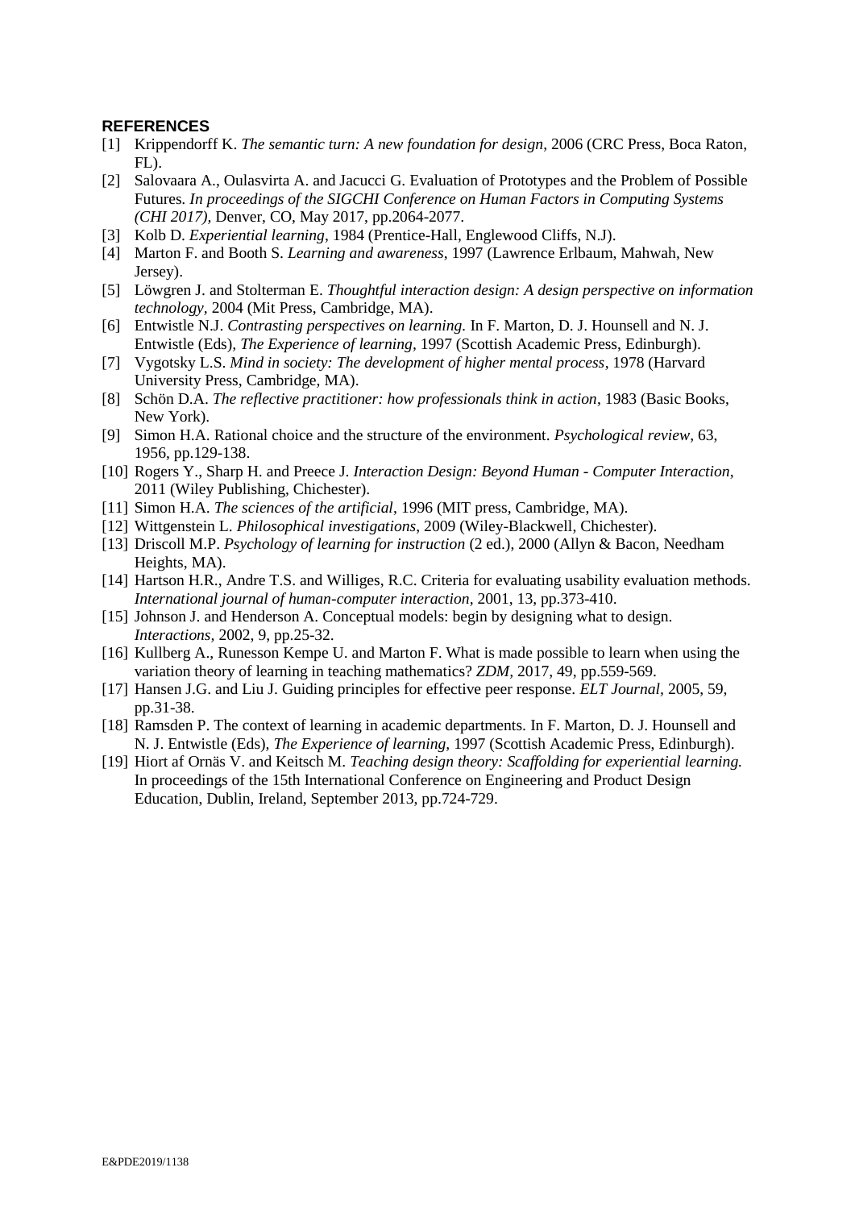## REFERENCES

[1] Krippendorff K. *The semantic turn: A new foundation for design*, 2006 (CRC Press, Boca Raton, FL).

[2] Salovaara A., Oulasvirta A. and Jacucci G. Evaluation of Prototypes and the Problem of Possible Futures. *In proceedings of the SIGCHI Conference on Human Factors in Computing Systems (CHI 2017)*, Denver, CO, May 2017, pp.2064-2077.

[3] Kolb D. *Experiential learning*, 1984 (Prentice-Hall, Englewood Cliffs, N.J).

[4] Marton F. and Booth S. *Learning and awareness*, 1997 (Lawrence Erlbaum, Mahwah, New Jersey).

[5] Löwgren J. and Stolterman E. *Thoughtful interaction design: A design perspective on information technology*, 2004 (Mit Press, Cambridge, MA).

[6] Entwistle N.J. *Contrasting perspectives on learning.* In F. Marton, D. J. Hounsell and N. J. Entwistle (Eds), *The Experience of learning*, 1997 (Scottish Academic Press, Edinburgh).

[7] Vygotsky L.S. *Mind in society: The development of higher mental process*, 1978 (Harvard University Press, Cambridge, MA).

[8] Schön D.A. *The reflective practitioner: how professionals think in action*, 1983 (Basic Books, New York).

[9] Simon H.A. Rational choice and the structure of the environment. *Psychological review*, 63, 1956, pp.129-138.

[10] Rogers Y., Sharp H. and Preece J. *Interaction Design: Beyond Human - Computer Interaction*, 2011 (Wiley Publishing, Chichester).

[11] Simon H.A. *The sciences of the artificial*, 1996 (MIT press, Cambridge, MA).

[12] Wittgenstein L. *Philosophical investigations*, 2009 (Wiley-Blackwell, Chichester).

[13] Driscoll M.P. *Psychology of learning for instruction* (2 ed.), 2000 (Allyn & Bacon, Needham Heights, MA).

[14] Hartson H.R., Andre T.S. and Williges, R.C. Criteria for evaluating usability evaluation methods. *International journal of human-computer interaction*, 2001, 13, pp.373-410.

[15] Johnson J. and Henderson A. Conceptual models: begin by designing what to design. *Interactions*, 2002, 9, pp.25-32.

[16] Kullberg A., Runesson Kempe U. and Marton F. What is made possible to learn when using the variation theory of learning in teaching mathematics? *ZDM*, 2017, 49, pp.559-569.

[17] Hansen J.G. and Liu J. Guiding principles for effective peer response. *ELT Journal*, 2005, 59, pp.31-38.

[18] Ramsden P. The context of learning in academic departments. In F. Marton, D. J. Hounsell and N. J. Entwistle (Eds), *The Experience of learning*, 1997 (Scottish Academic Press, Edinburgh).

[19] Hiort af Ornäs V. and Keitsch M. *Teaching design theory: Scaffolding for experiential learning.* In proceedings of the 15th International Conference on Engineering and Product Design Education, Dublin, Ireland, September 2013, pp.724-729.